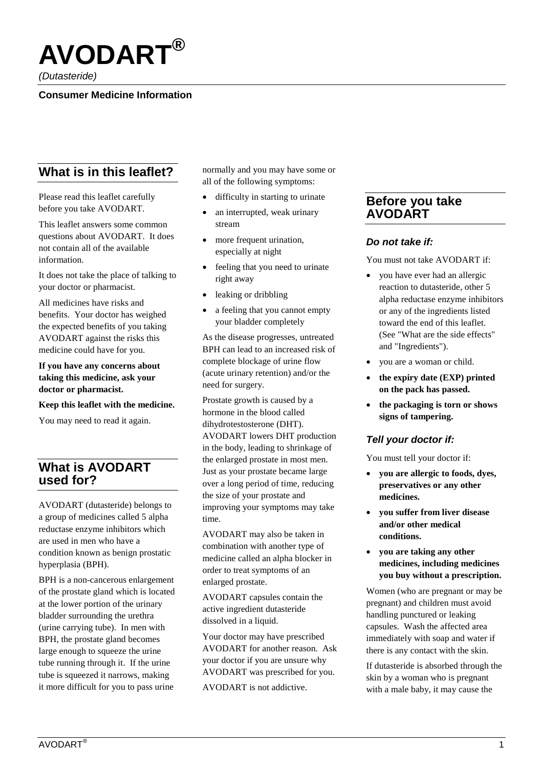# AVODART®

*(Dutasteride)*

**Consumer Medicine Information**

## What is in this leaflet?

Please read this leaflet carefully before you take AVODART.

This leaflet answers some common questions about AVODART. It does not contain all of the available information.

It does not take the place of talking to your doctor or pharmacist.

All medicines have risks and benefits. Your doctor has weighed the expected benefits of you taking AVODART against the risks this medicine could have for you.

**If you have any concerns about taking this medicine, ask your doctor or pharmacist.**

**Keep this leaflet with the medicine.**

You may need to read it again.

## What is AVODART used for?

AVODART (dutasteride) belongs to a group of medicines called 5 alpha reductase enzyme inhibitors which are used in men who have a condition known as benign prostatic hyperplasia (BPH).

BPH is a non-cancerous enlargement of the prostate gland which is located at the lower portion of the urinary bladder surrounding the urethra (urine carrying tube). In men with BPH, the prostate gland becomes large enough to squeeze the urine tube running through it. If the urine tube is squeezed it narrows, making it more difficult for you to pass urine normally and you may have some or all of the following symptoms:

- difficulty in starting to urinate
- an interrupted, weak urinary stream
- more frequent urination, especially at night
- feeling that you need to urinate right away
- leaking or dribbling
- a feeling that you cannot empty your bladder completely

As the disease progresses, untreated BPH can lead to an increased risk of complete blockage of urine flow (acute urinary retention) and/or the need for surgery.

Prostate growth is caused by a hormone in the blood called dihydrotestosterone (DHT). AVODART lowers DHT production in the body, leading to shrinkage of the enlarged prostate in most men. Just as your prostate became large over a long period of time, reducing the size of your prostate and improving your symptoms may take time.

AVODART may also be taken in combination with another type of medicine called an alpha blocker in order to treat symptoms of an enlarged prostate.

AVODART capsules contain the active ingredient dutasteride dissolved in a liquid.

Your doctor may have prescribed AVODART for another reason. Ask your doctor if you are unsure why AVODART was prescribed for you.

AVODART is not addictive.

## Before you take AVODART

### *Do not take if:*

You must not take AVODART if:

- you have ever had an allergic reaction to dutasteride, other 5 alpha reductase enzyme inhibitors or any of the ingredients listed toward the end of this leaflet. (See "What are the side effects" and "Ingredients").
- you are a woman or child.
- **the expiry date (EXP) printed on the pack has passed.**
- **the packaging is torn or shows signs of tampering.**

### *Tell your doctor if:*

You must tell your doctor if:

- **you are allergic to foods, dyes, preservatives or any other medicines.**
- **you suffer from liver disease and/or other medical conditions.**
- **you are taking any other medicines, including medicines you buy without a prescription.**

Women (who are pregnant or may be pregnant) and children must avoid handling punctured or leaking capsules. Wash the affected area immediately with soap and water if there is any contact with the skin.

If dutasteride is absorbed through the skin by a woman who is pregnant with a male baby, it may cause the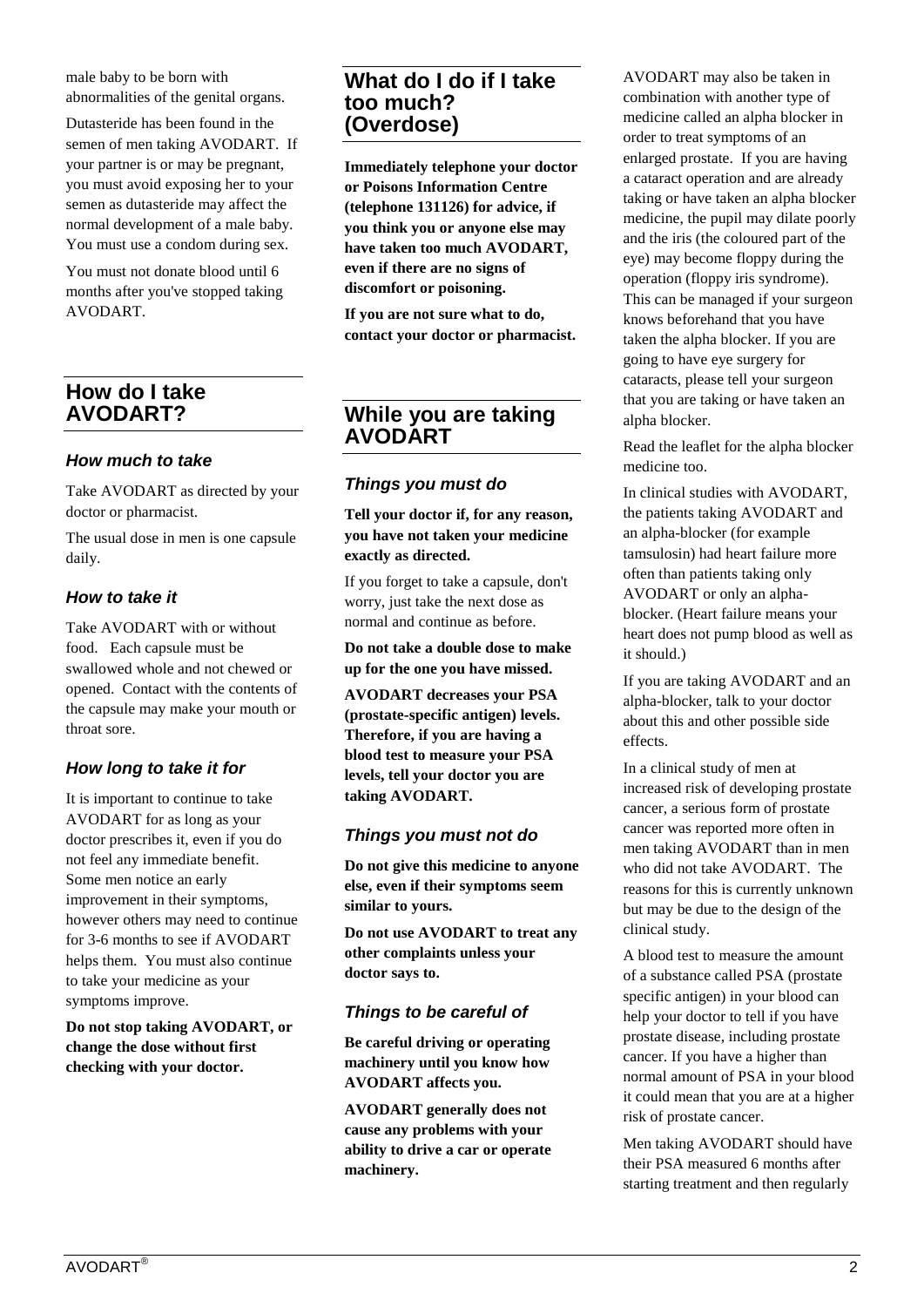male baby to be born with abnormalities of the genital organs.

Dutasteride has been found in the semen of men taking AVODART. If your partner is or may be pregnant, you must avoid exposing her to your semen as dutasteride may affect the normal development of a male baby. You must use a condom during sex.

You must not donate blood until 6 months after you've stopped taking AVODART.

## How do I take AVODART?

### *How much to take*

Take AVODART as directed by your doctor or pharmacist.

The usual dose in men is one capsule daily.

### *How to take it*

Take AVODART with or without food. Each capsule must be swallowed whole and not chewed or opened. Contact with the contents of the capsule may make your mouth or throat sore.

### *How long to take it for*

It is important to continue to take AVODART for as long as your doctor prescribes it, even if you do not feel any immediate benefit. Some men notice an early improvement in their symptoms, however others may need to continue for 3-6 months to see if AVODART helps them. You must also continue to take your medicine as your symptoms improve.

**Do not stop taking AVODART, or change the dose without first checking with your doctor.**

## What do I do if I take too much? (Overdose)

**Immediately telephone your doctor or Poisons Information Centre (telephone 131126) for advice, if you think you or anyone else may have taken too much AVODART, even if there are no signs of discomfort or poisoning.**

**If you are not sure what to do, contact your doctor or pharmacist.**

## While you are taking AVODART

### *Things you must do*

**Tell your doctor if, for any reason, you have not taken your medicine exactly as directed.**

If you forget to take a capsule, don't worry, just take the next dose as normal and continue as before.

**Do not take a double dose to make up for the one you have missed.**

**AVODART decreases your PSA (prostate-specific antigen) levels. Therefore, if you are having a blood test to measure your PSA levels, tell your doctor you are taking AVODART.**

### *Things you must not do*

**Do not give this medicine to anyone else, even if their symptoms seem similar to yours.**

**Do not use AVODART to treat any other complaints unless your doctor says to.**

### *Things to be careful of*

**Be careful driving or operating machinery until you know how AVODART affects you.**

**AVODART generally does not cause any problems with your ability to drive a car or operate machinery.**

AVODART may also be taken in combination with another type of medicine called an alpha blocker in order to treat symptoms of an enlarged prostate. If you are having a cataract operation and are already taking or have taken an alpha blocker medicine, the pupil may dilate poorly and the iris (the coloured part of the eye) may become floppy during the operation (floppy iris syndrome). This can be managed if your surgeon knows beforehand that you have taken the alpha blocker. If you are going to have eye surgery for cataracts, please tell your surgeon that you are taking or have taken an alpha blocker.

Read the leaflet for the alpha blocker medicine too.

In clinical studies with AVODART, the patients taking AVODART and an alpha-blocker (for example tamsulosin) had heart failure more often than patients taking only AVODART or only an alpha-blocker. (Heart failure means your heart does not pump blood as well as it should.)

If you are taking AVODART and an alpha-blocker, talk to your doctor about this and other possible side effects.

In a clinical study of men at increased risk of developing prostate cancer, a serious form of prostate cancer was reported more often in men taking AVODART than in men who did not take AVODART. The reasons for this is currently unknown but may be due to the design of the clinical study.

A blood test to measure the amount of a substance called PSA (prostate specific antigen) in your blood can help your doctor to tell if you have prostate disease, including prostate cancer. If you have a higher than normal amount of PSA in your blood it could mean that you are at a higher risk of prostate cancer.

Men taking AVODART should have their PSA measured 6 months after starting treatment and then regularly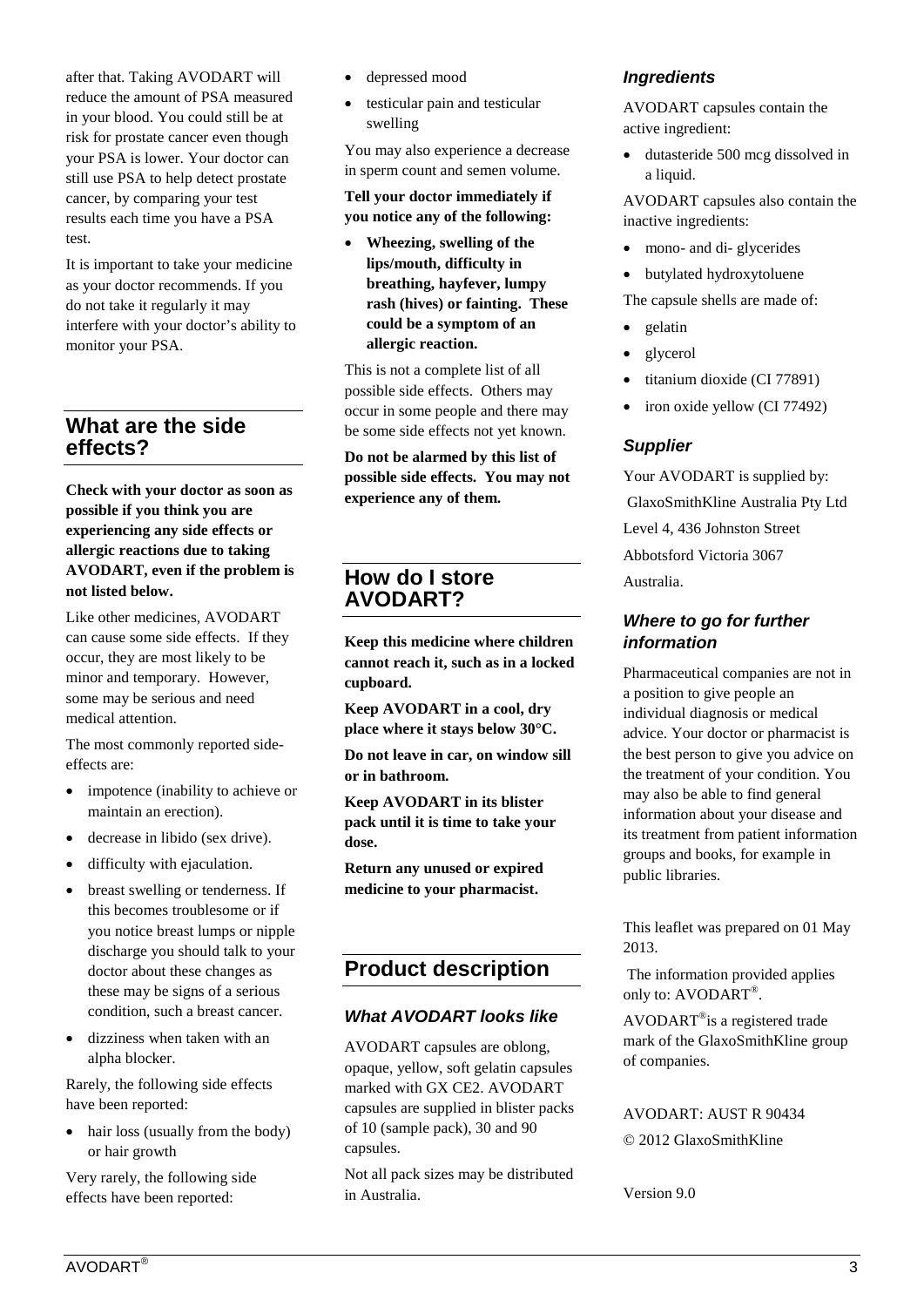after that. Taking AVODART will reduce the amount of PSA measured in your blood. You could still be at risk for prostate cancer even though your PSA is lower. Your doctor can still use PSA to help detect prostate cancer, by comparing your test results each time you have a PSA test.

It is important to take your medicine as your doctor recommends. If you do not take it regularly it may interfere with your doctor's ability to monitor your PSA.

## What are the side effects?

**Check with your doctor as soon as possible if you think you are experiencing any side effects or allergic reactions due to taking AVODART, even if the problem is not listed below.**

Like other medicines, AVODART can cause some side effects. If they occur, they are most likely to be minor and temporary. However, some may be serious and need medical attention.

The most commonly reported side-effects are:

- impotence (inability to achieve or maintain an erection).
- decrease in libido (sex drive).
- difficulty with ejaculation.
- breast swelling or tenderness. If this becomes troublesome or if you notice breast lumps or nipple discharge you should talk to your doctor about these changes as these may be signs of a serious condition, such a breast cancer.
- dizziness when taken with an alpha blocker.

Rarely, the following side effects have been reported:

- hair loss (usually from the body) or hair growth

Very rarely, the following side effects have been reported:

- depressed mood
- testicular pain and testicular swelling

You may also experience a decrease in sperm count and semen volume.

**Tell your doctor immediately if you notice any of the following:**

- **Wheezing, swelling of the lips/mouth, difficulty in breathing, hayfever, lumpy rash (hives) or fainting. These could be a symptom of an allergic reaction.**

This is not a complete list of all possible side effects. Others may occur in some people and there may be some side effects not yet known.

**Do not be alarmed by this list of possible side effects. You may not experience any of them.**

## How do I store AVODART?

**Keep this medicine where children cannot reach it, such as in a locked cupboard.**

**Keep AVODART in a cool, dry place where it stays below 30°C.**

**Do not leave in car, on window sill or in bathroom.**

**Keep AVODART in its blister pack until it is time to take your dose.**

**Return any unused or expired medicine to your pharmacist.**

## Product description

### *What AVODART looks like*

AVODART capsules are oblong, opaque, yellow, soft gelatin capsules marked with GX CE2. AVODART capsules are supplied in blister packs of 10 (sample pack), 30 and 90 capsules.

Not all pack sizes may be distributed in Australia.

### *Ingredients*

AVODART capsules contain the active ingredient:

- dutasteride 500 mcg dissolved in a liquid.

AVODART capsules also contain the inactive ingredients:

- mono- and di- glycerides
- butylated hydroxytoluene

The capsule shells are made of:

- gelatin
- glycerol
- titanium dioxide (CI 77891)
- iron oxide yellow (CI 77492)

### *Supplier*

Your AVODART is supplied by:

GlaxoSmithKline Australia Pty Ltd

Level 4, 436 Johnston Street

Abbotsford Victoria 3067

Australia.

### *Where to go for further information*

Pharmaceutical companies are not in a position to give people an individual diagnosis or medical advice. Your doctor or pharmacist is the best person to give you advice on the treatment of your condition. You may also be able to find general information about your disease and its treatment from patient information groups and books, for example in public libraries.

This leaflet was prepared on 01 May 2013.

The information provided applies only to: AVODART®.

AVODART® is a registered trade mark of the GlaxoSmithKline group of companies.

AVODART: AUST R 90434

© 2012 GlaxoSmithKline

Version 9.0